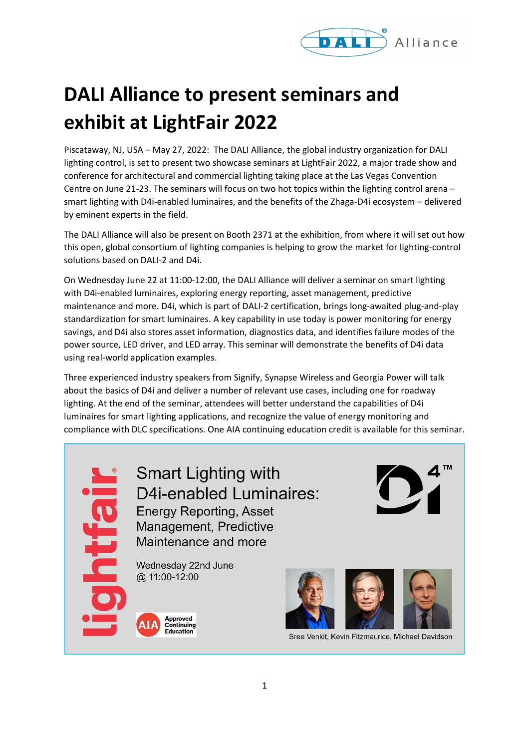# DALI Alliance to present seminars and exhibit at LightFair 2022

Piscataway, NJ, USA – May 27, 2022: The DALI Alliance, the global industry organization for DALI lighting control, is set to present two showcase seminars at LightFair 2022, a major trade show and conference for architectural and commercial lighting taking place at the Las Vegas Convention Centre on June 21-23. The seminars will focus on two hot topics within the lighting control arena – smart lighting with D4i-enabled luminaires, and the benefits of the Zhaga-D4i ecosystem – delivered by eminent experts in the field.

The DALI Alliance will also be present on Booth 2371 at the exhibition, from where it will set out how this open, global consortium of lighting companies is helping to grow the market for lighting-control solutions based on DALI-2 and D4i.

On Wednesday June 22 at 11:00-12:00, the DALI Alliance will deliver a seminar on smart lighting with D4i-enabled luminaires, exploring energy reporting, asset management, predictive maintenance and more. D4i, which is part of DALI-2 certification, brings long-awaited plug-and-play standardization for smart luminaires. A key capability in use today is power monitoring for energy savings, and D4i also stores asset information, diagnostics data, and identifies failure modes of the power source, LED driver, and LED array. This seminar will demonstrate the benefits of D4i data using real-world application examples.

Three experienced industry speakers from Signify, Synapse Wireless and Georgia Power will talk about the basics of D4i and deliver a number of relevant use cases, including one for roadway lighting. At the end of the seminar, attendees will better understand the capabilities of D4i luminaires for smart lighting applications, and recognize the value of energy monitoring and compliance with DLC specifications. One AIA continuing education credit is available for this seminar.

lightfair

**Smart Lighting with D4i-enabled Luminaires:**
Energy Reporting, Asset Management, Predictive Maintenance and more

Wednesday 22nd June
@ 11:00-12:00

AIA Approved Continuing Education

Sree Venkit, Kevin Fitzmaurice, Michael Davidson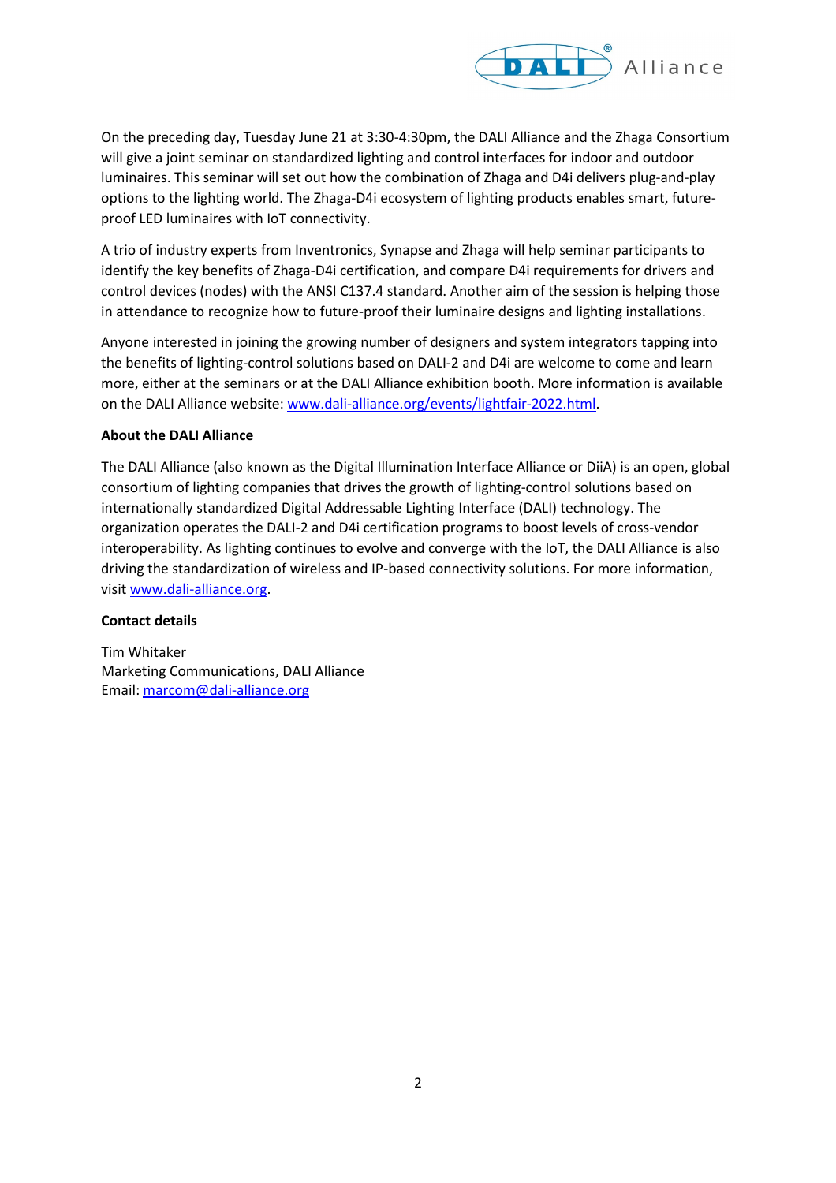On the preceding day, Tuesday June 21 at 3:30-4:30pm, the DALI Alliance and the Zhaga Consortium will give a joint seminar on standardized lighting and control interfaces for indoor and outdoor luminaires. This seminar will set out how the combination of Zhaga and D4i delivers plug-and-play options to the lighting world. The Zhaga-D4i ecosystem of lighting products enables smart, future-proof LED luminaires with IoT connectivity.

A trio of industry experts from Inventronics, Synapse and Zhaga will help seminar participants to identify the key benefits of Zhaga-D4i certification, and compare D4i requirements for drivers and control devices (nodes) with the ANSI C137.4 standard. Another aim of the session is helping those in attendance to recognize how to future-proof their luminaire designs and lighting installations.

Anyone interested in joining the growing number of designers and system integrators tapping into the benefits of lighting-control solutions based on DALI-2 and D4i are welcome to come and learn more, either at the seminars or at the DALI Alliance exhibition booth. More information is available on the DALI Alliance website: [www.dali-alliance.org/events/lightfair-2022.html](http://www.dali-alliance.org/events/lightfair-2022.html).

**About the DALI Alliance**

The DALI Alliance (also known as the Digital Illumination Interface Alliance or DiiA) is an open, global consortium of lighting companies that drives the growth of lighting-control solutions based on internationally standardized Digital Addressable Lighting Interface (DALI) technology. The organization operates the DALI-2 and D4i certification programs to boost levels of cross-vendor interoperability. As lighting continues to evolve and converge with the IoT, the DALI Alliance is also driving the standardization of wireless and IP-based connectivity solutions. For more information, visit [www.dali-alliance.org](http://www.dali-alliance.org).

**Contact details**

Tim Whitaker
Marketing Communications, DALI Alliance
Email: [marcom@dali-alliance.org](mailto:marcom@dali-alliance.org)